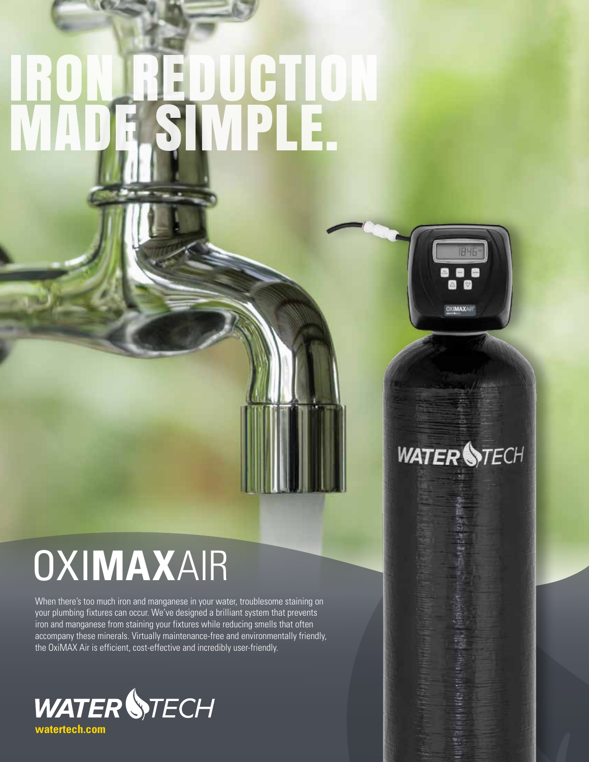# IRON REDUCTION MADE SIMPLE.

## OXIMAXAIR

When there's too much iron and manganese in your water, troublesome staining on your plumbing fixtures can occur. We've designed a brilliant system that prevents iron and manganese from staining your fixtures while reducing smells that often accompany these minerals. Virtually maintenance-free and environmentally friendly, the OxiMAX Air is efficient, cost-effective and incredibly user-friendly.

WATER TECH

watertech.com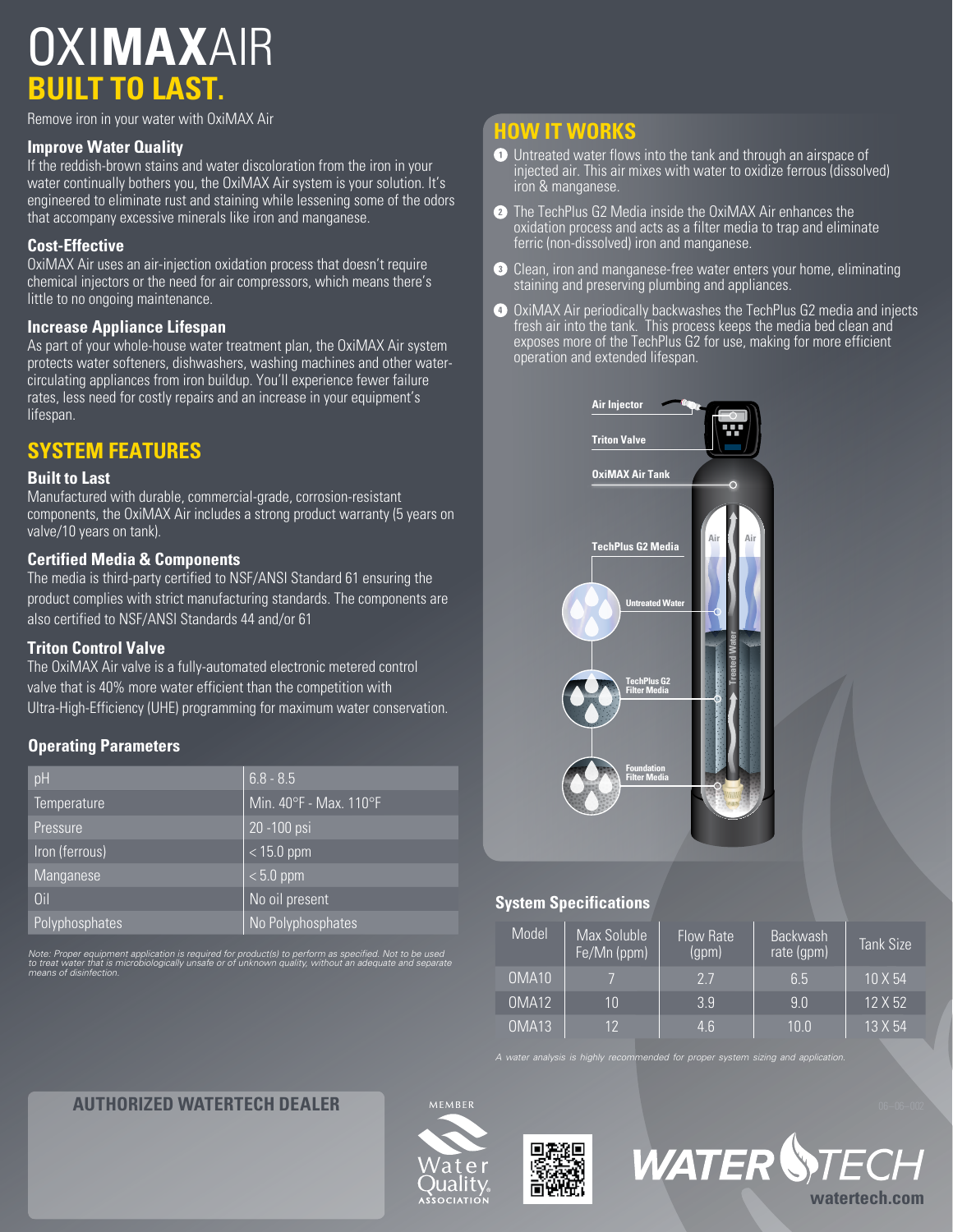# OXIMAXAIR

## BUILT TO LAST.

Remove iron in your water with OxiMAX Air

### Improve Water Quality

If the reddish-brown stains and water discoloration from the iron in your water continually bothers you, the OxiMAX Air system is your solution. It's engineered to eliminate rust and staining while lessening some of the odors that accompany excessive minerals like iron and manganese.

### Cost-Effective

OxiMAX Air uses an air-injection oxidation process that doesn't require chemical injectors or the need for air compressors, which means there's little to no ongoing maintenance.

### Increase Appliance Lifespan

As part of your whole-house water treatment plan, the OxiMAX Air system protects water softeners, dishwashers, washing machines and other water-circulating appliances from iron buildup. You'll experience fewer failure rates, less need for costly repairs and an increase in your equipment's lifespan.

## SYSTEM FEATURES

### Built to Last

Manufactured with durable, commercial-grade, corrosion-resistant components, the OxiMAX Air includes a strong product warranty (5 years on valve/10 years on tank).

### Certified Media & Components

The media is third-party certified to NSF/ANSI Standard 61 ensuring the product complies with strict manufacturing standards. The components are also certified to NSF/ANSI Standards 44 and/or 61

### Triton Control Valve

The OxiMAX Air valve is a fully-automated electronic metered control valve that is 40% more water efficient than the competition with Ultra-High-Efficiency (UHE) programming for maximum water conservation.

### Operating Parameters

| | |
|---|---|
| pH | 6.8 - 8.5 |
| Temperature | Min. 40°F - Max. 110°F |
| Pressure | 20 -100 psi |
| Iron (ferrous) | < 15.0 ppm |
| Manganese | < 5.0 ppm |
| Oil | No oil present |
| Polyphosphates | No Polyphosphates |

*Note: Proper equipment application is required for product(s) to perform as specified. Not to be used to treat water that is microbiologically unsafe or of unknown quality, without an adequate and separate means of disinfection.*

## HOW IT WORKS

1. Untreated water flows into the tank and through an airspace of injected air. This air mixes with water to oxidize ferrous (dissolved) iron & manganese.
2. The TechPlus G2 Media inside the OxiMAX Air enhances the oxidation process and acts as a filter media to trap and eliminate ferric (non-dissolved) iron and manganese.
3. Clean, iron and manganese-free water enters your home, eliminating staining and preserving plumbing and appliances.
4. OxiMAX Air periodically backwashes the TechPlus G2 media and injects fresh air into the tank. This process keeps the media bed clean and exposes more of the TechPlus G2 for use, making for more efficient operation and extended lifespan.

Air Injector
Triton Valve
OxiMAX Air Tank
TechPlus G2 Media
Untreated Water
TechPlus G2 Filter Media
Foundation Filter Media
Air
Air
Treated Water

### System Specifications

| Model | Max Soluble Fe/Mn (ppm) | Flow Rate (gpm) | Backwash rate (gpm) | Tank Size |
|---|---|---|---|---|
| OMA10 | 7 | 2.7 | 6.5 | 10 X 54 |
| OMA12 | 10 | 3.9 | 9.0 | 12 X 52 |
| OMA13 | 12 | 4.6 | 10.0 | 13 X 54 |

*A water analysis is highly recommended for proper system sizing and application.*

**AUTHORIZED WATERTECH DEALER**

MEMBER Water Quality Association

WATERTECH

watertech.com